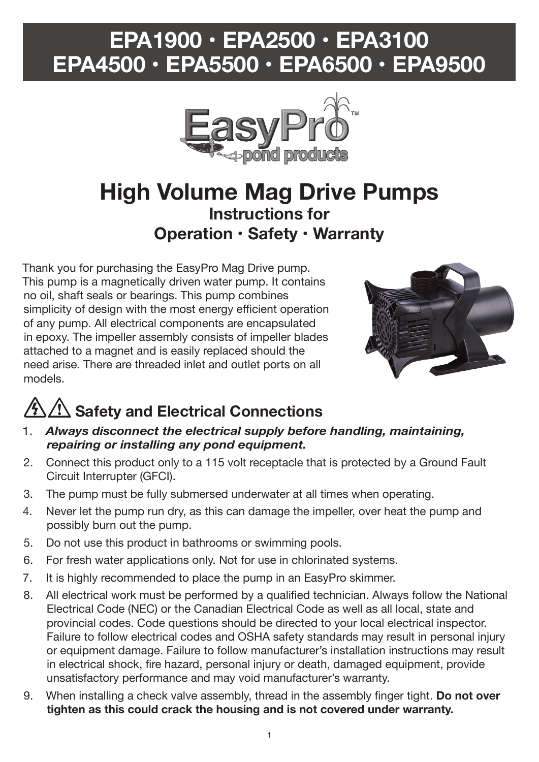# EPA1900 • EPA2500 • EPA3100
# EPA4500 • EPA5500 • EPA6500 • EPA9500

EasyPro™ pond products

## High Volume Mag Drive Pumps

### Instructions for
### Operation • Safety • Warranty

Thank you for purchasing the EasyPro Mag Drive pump. This pump is a magnetically driven water pump. It contains no oil, shaft seals or bearings. This pump combines simplicity of design with the most energy efficient operation of any pump. All electrical components are encapsulated in epoxy. The impeller assembly consists of impeller blades attached to a magnet and is easily replaced should the need arise. There are threaded inlet and outlet ports on all models.

## Safety and Electrical Connections

1. ***Always disconnect the electrical supply before handling, maintaining, repairing or installing any pond equipment.***
2. Connect this product only to a 115 volt receptacle that is protected by a Ground Fault Circuit Interrupter (GFCI).
3. The pump must be fully submersed underwater at all times when operating.
4. Never let the pump run dry, as this can damage the impeller, over heat the pump and possibly burn out the pump.
5. Do not use this product in bathrooms or swimming pools.
6. For fresh water applications only. Not for use in chlorinated systems.
7. It is highly recommended to place the pump in an EasyPro skimmer.
8. All electrical work must be performed by a qualified technician. Always follow the National Electrical Code (NEC) or the Canadian Electrical Code as well as all local, state and provincial codes. Code questions should be directed to your local electrical inspector. Failure to follow electrical codes and OSHA safety standards may result in personal injury or equipment damage. Failure to follow manufacturer's installation instructions may result in electrical shock, fire hazard, personal injury or death, damaged equipment, provide unsatisfactory performance and may void manufacturer's warranty.
9. When installing a check valve assembly, thread in the assembly finger tight. **Do not over tighten as this could crack the housing and is not covered under warranty.**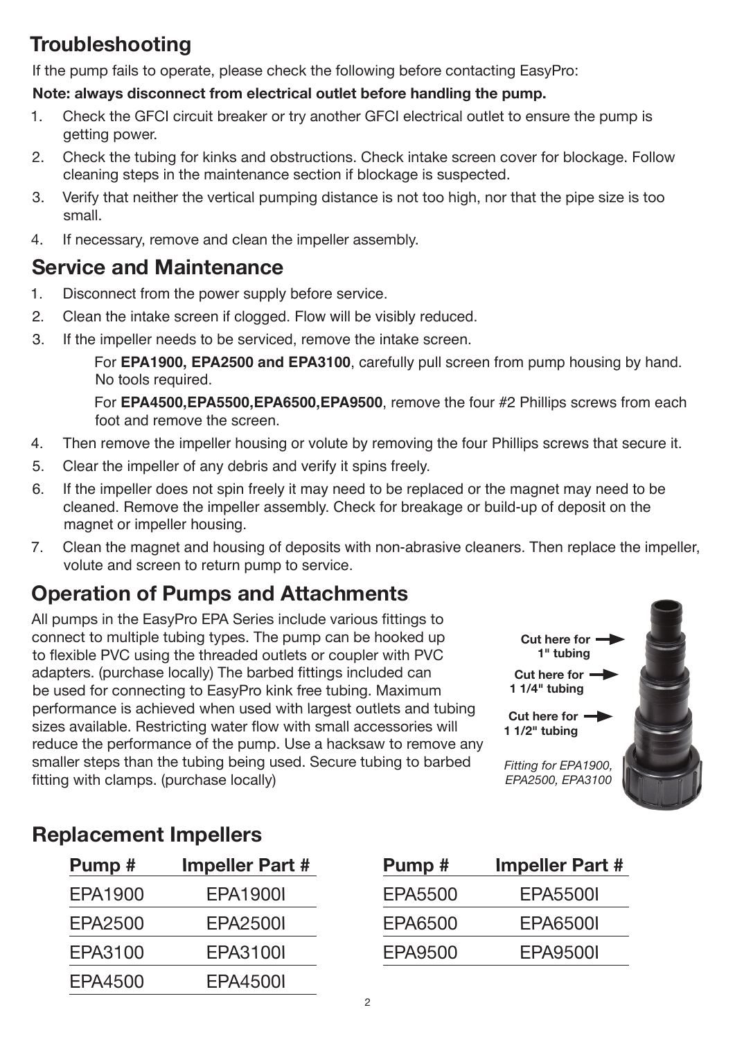## Troubleshooting

If the pump fails to operate, please check the following before contacting EasyPro:

**Note: always disconnect from electrical outlet before handling the pump.**

1. Check the GFCI circuit breaker or try another GFCI electrical outlet to ensure the pump is getting power.
2. Check the tubing for kinks and obstructions. Check intake screen cover for blockage. Follow cleaning steps in the maintenance section if blockage is suspected.
3. Verify that neither the vertical pumping distance is not too high, nor that the pipe size is too small.
4. If necessary, remove and clean the impeller assembly.

## Service and Maintenance

1. Disconnect from the power supply before service.
2. Clean the intake screen if clogged. Flow will be visibly reduced.
3. If the impeller needs to be serviced, remove the intake screen.

   For **EPA1900, EPA2500 and EPA3100**, carefully pull screen from pump housing by hand. No tools required.

   For **EPA4500,EPA5500,EPA6500,EPA9500**, remove the four #2 Phillips screws from each foot and remove the screen.
4. Then remove the impeller housing or volute by removing the four Phillips screws that secure it.
5. Clear the impeller of any debris and verify it spins freely.
6. If the impeller does not spin freely it may need to be replaced or the magnet may need to be cleaned. Remove the impeller assembly. Check for breakage or build-up of deposit on the magnet or impeller housing.
7. Clean the magnet and housing of deposits with non-abrasive cleaners. Then replace the impeller, volute and screen to return pump to service.

## Operation of Pumps and Attachments

All pumps in the EasyPro EPA Series include various fittings to connect to multiple tubing types. The pump can be hooked up to flexible PVC using the threaded outlets or coupler with PVC adapters. (purchase locally) The barbed fittings included can be used for connecting to EasyPro kink free tubing. Maximum performance is achieved when used with largest outlets and tubing sizes available. Restricting water flow with small accessories will reduce the performance of the pump. Use a hacksaw to remove any smaller steps than the tubing being used. Secure tubing to barbed fitting with clamps. (purchase locally)

**Cut here for 1" tubing**

**Cut here for 1 1/4" tubing**

**Cut here for 1 1/2" tubing**

*Fitting for EPA1900, EPA2500, EPA3100*

## Replacement Impellers

| Pump # | Impeller Part # |
|---|---|
| EPA1900 | EPA1900I |
| EPA2500 | EPA2500I |
| EPA3100 | EPA3100I |
| EPA4500 | EPA4500I |
| EPA5500 | EPA5500I |
| EPA6500 | EPA6500I |
| EPA9500 | EPA9500I |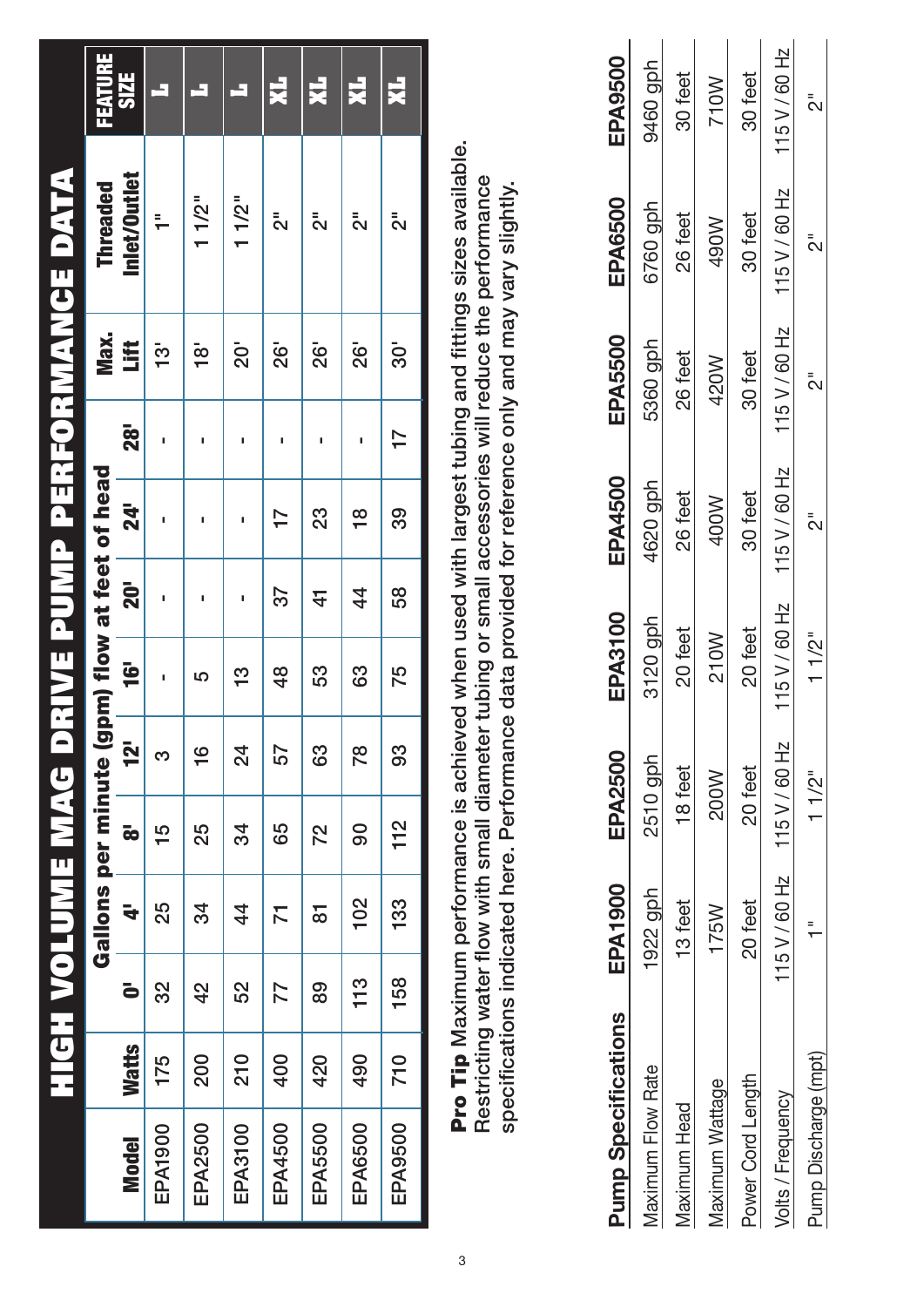## HIGH VOLUME MAG DRIVE PUMP PERFORMANCE DATA

| Model | Watts | Gallons per minute (gpm) flow at feet of head | | | | | | | | Max. Lift | Threaded Inlet/Outlet | FEATURE SIZE |
|---|---|---|---|---|---|---|---|---|---|---|---|---|
| | | 0' | 4' | 8' | 12' | 16' | 20' | 24' | 28' | | | |
| EPA1900 | 175 | 32 | 25 | 15 | 3 | - | - | - | - | 13' | 1" | L |
| EPA2500 | 200 | 42 | 34 | 25 | 16 | 5 | - | - | - | 18' | 1 1/2" | L |
| EPA3100 | 210 | 52 | 44 | 34 | 24 | 13 | - | - | - | 20' | 1 1/2" | L |
| EPA4500 | 400 | 77 | 71 | 65 | 57 | 48 | 37 | 17 | - | 26' | 2" | XL |
| EPA5500 | 420 | 89 | 81 | 72 | 63 | 53 | 41 | 23 | - | 26' | 2" | XL |
| EPA6500 | 490 | 113 | 102 | 90 | 78 | 63 | 44 | 18 | - | 26' | 2" | XL |
| EPA9500 | 710 | 158 | 133 | 112 | 93 | 75 | 58 | 39 | 17 | 30' | 2" | XL |

**Pro Tip** Maximum performance is achieved when used with largest tubing and fittings sizes available. Restricting water flow with small diameter tubing or small accessories will reduce the performance specifications indicated here. Performance data provided for reference only and may vary slightly.

| Pump Specifications | EPA1900 | EPA2500 | EPA3100 | EPA4500 | EPA5500 | EPA6500 | EPA9500 |
|---|---|---|---|---|---|---|---|
| Maximum Flow Rate | 1922 gph | 2510 gph | 3120 gph | 4620 gph | 5360 gph | 6760 gph | 9460 gph |
| Maximum Head | 13 feet | 18 feet | 20 feet | 26 feet | 26 feet | 26 feet | 30 feet |
| Maximum Wattage | 175W | 200W | 210W | 400W | 420W | 490W | 710W |
| Power Cord Length | 20 feet | 20 feet | 20 feet | 30 feet | 30 feet | 30 feet | 30 feet |
| Volts / Frequency | 115 V / 60 Hz | 115 V / 60 Hz | 115 V / 60 Hz | 115 V / 60 Hz | 115 V / 60 Hz | 115 V / 60 Hz | 115 V / 60 Hz |
| Pump Discharge (mpt) | 1" | 1 1/2" | 1 1/2" | 2" | 2" | 2" | 2" |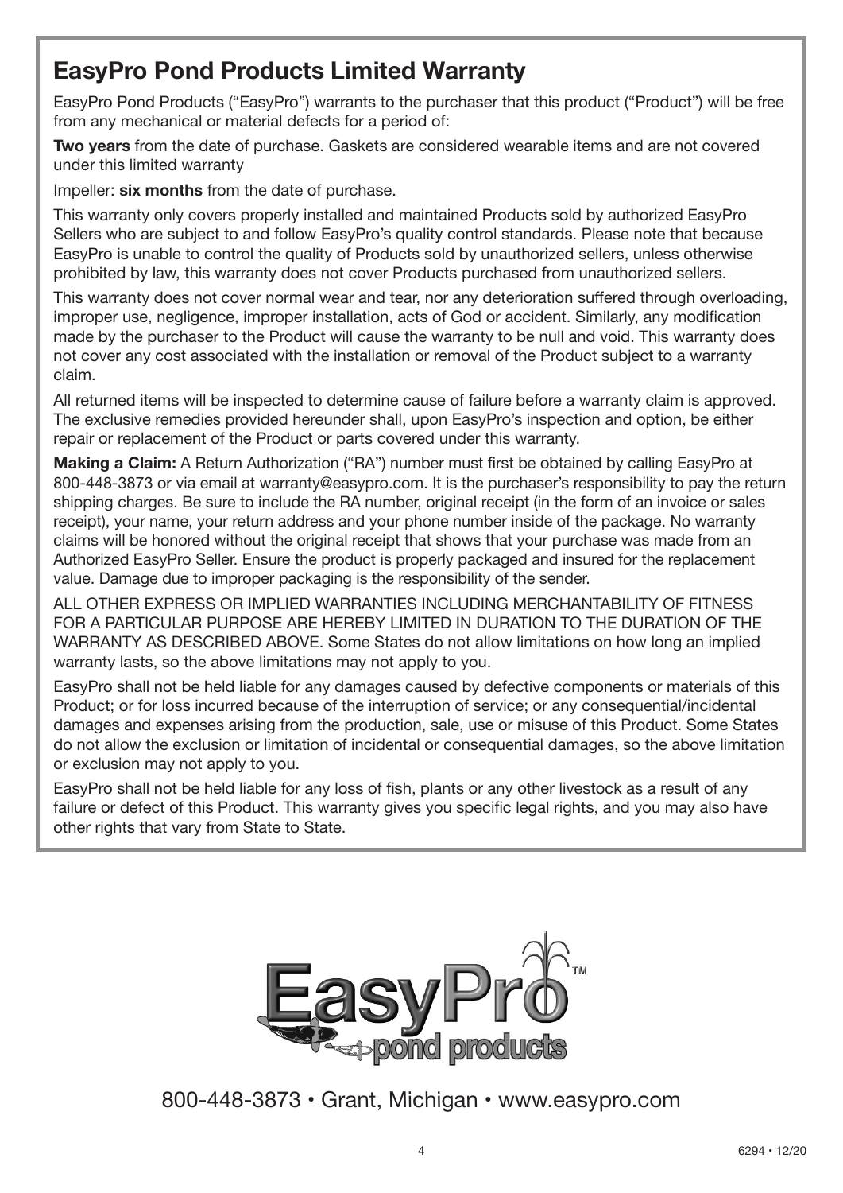## EasyPro Pond Products Limited Warranty

EasyPro Pond Products ("EasyPro") warrants to the purchaser that this product ("Product") will be free from any mechanical or material defects for a period of:

**Two years** from the date of purchase. Gaskets are considered wearable items and are not covered under this limited warranty

Impeller: **six months** from the date of purchase.

This warranty only covers properly installed and maintained Products sold by authorized EasyPro Sellers who are subject to and follow EasyPro's quality control standards. Please note that because EasyPro is unable to control the quality of Products sold by unauthorized sellers, unless otherwise prohibited by law, this warranty does not cover Products purchased from unauthorized sellers.

This warranty does not cover normal wear and tear, nor any deterioration suffered through overloading, improper use, negligence, improper installation, acts of God or accident. Similarly, any modification made by the purchaser to the Product will cause the warranty to be null and void. This warranty does not cover any cost associated with the installation or removal of the Product subject to a warranty claim.

All returned items will be inspected to determine cause of failure before a warranty claim is approved. The exclusive remedies provided hereunder shall, upon EasyPro's inspection and option, be either repair or replacement of the Product or parts covered under this warranty.

**Making a Claim:** A Return Authorization ("RA") number must first be obtained by calling EasyPro at 800-448-3873 or via email at warranty@easypro.com. It is the purchaser's responsibility to pay the return shipping charges. Be sure to include the RA number, original receipt (in the form of an invoice or sales receipt), your name, your return address and your phone number inside of the package. No warranty claims will be honored without the original receipt that shows that your purchase was made from an Authorized EasyPro Seller. Ensure the product is properly packaged and insured for the replacement value. Damage due to improper packaging is the responsibility of the sender.

ALL OTHER EXPRESS OR IMPLIED WARRANTIES INCLUDING MERCHANTABILITY OF FITNESS FOR A PARTICULAR PURPOSE ARE HEREBY LIMITED IN DURATION TO THE DURATION OF THE WARRANTY AS DESCRIBED ABOVE. Some States do not allow limitations on how long an implied warranty lasts, so the above limitations may not apply to you.

EasyPro shall not be held liable for any damages caused by defective components or materials of this Product; or for loss incurred because of the interruption of service; or any consequential/incidental damages and expenses arising from the production, sale, use or misuse of this Product. Some States do not allow the exclusion or limitation of incidental or consequential damages, so the above limitation or exclusion may not apply to you.

EasyPro shall not be held liable for any loss of fish, plants or any other livestock as a result of any failure or defect of this Product. This warranty gives you specific legal rights, and you may also have other rights that vary from State to State.

EasyPro™ pond products

800-448-3873 • Grant, Michigan • www.easypro.com

6294 • 12/20